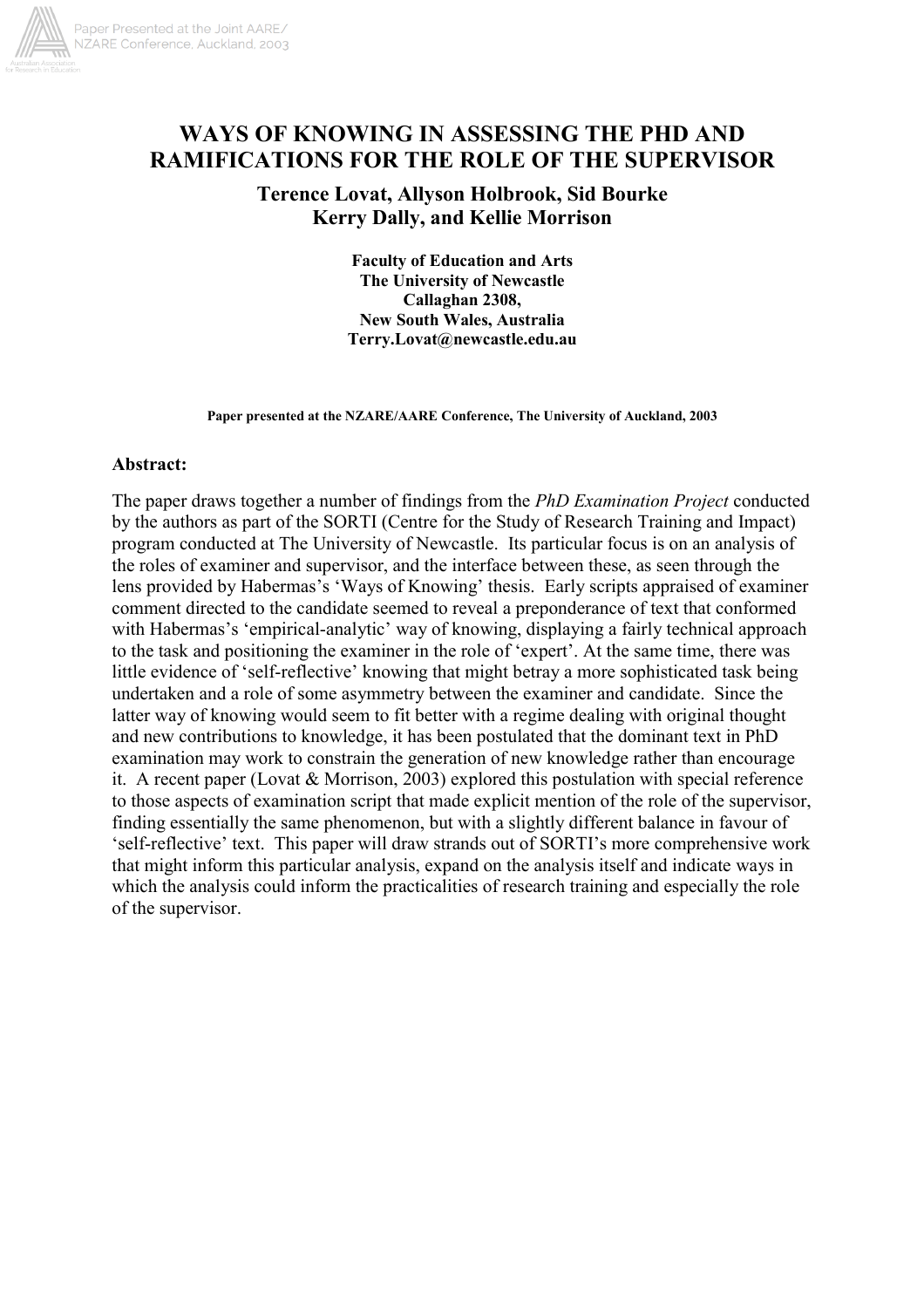# WAYS OF KNOWING IN ASSESSING THE PHD AND RAMIFICATIONS FOR THE ROLE OF THE SUPERVISOR

**Terence Lovat, Allyson Holbrook, Sid Bourke Kerry Dally, and Kellie Morrison**

**Faculty of Education and Arts**
**The University of Newcastle**
**Callaghan 2308,**
**New South Wales, Australia**
**Terry.Lovat@newcastle.edu.au**

**Paper presented at the NZARE/AARE Conference, The University of Auckland, 2003**

## Abstract:

The paper draws together a number of findings from the *PhD Examination Project* conducted by the authors as part of the SORTI (Centre for the Study of Research Training and Impact) program conducted at The University of Newcastle. Its particular focus is on an analysis of the roles of examiner and supervisor, and the interface between these, as seen through the lens provided by Habermas's 'Ways of Knowing' thesis. Early scripts appraised of examiner comment directed to the candidate seemed to reveal a preponderance of text that conformed with Habermas's 'empirical-analytic' way of knowing, displaying a fairly technical approach to the task and positioning the examiner in the role of 'expert'. At the same time, there was little evidence of 'self-reflective' knowing that might betray a more sophisticated task being undertaken and a role of some asymmetry between the examiner and candidate. Since the latter way of knowing would seem to fit better with a regime dealing with original thought and new contributions to knowledge, it has been postulated that the dominant text in PhD examination may work to constrain the generation of new knowledge rather than encourage it. A recent paper (Lovat & Morrison, 2003) explored this postulation with special reference to those aspects of examination script that made explicit mention of the role of the supervisor, finding essentially the same phenomenon, but with a slightly different balance in favour of 'self-reflective' text. This paper will draw strands out of SORTI's more comprehensive work that might inform this particular analysis, expand on the analysis itself and indicate ways in which the analysis could inform the practicalities of research training and especially the role of the supervisor.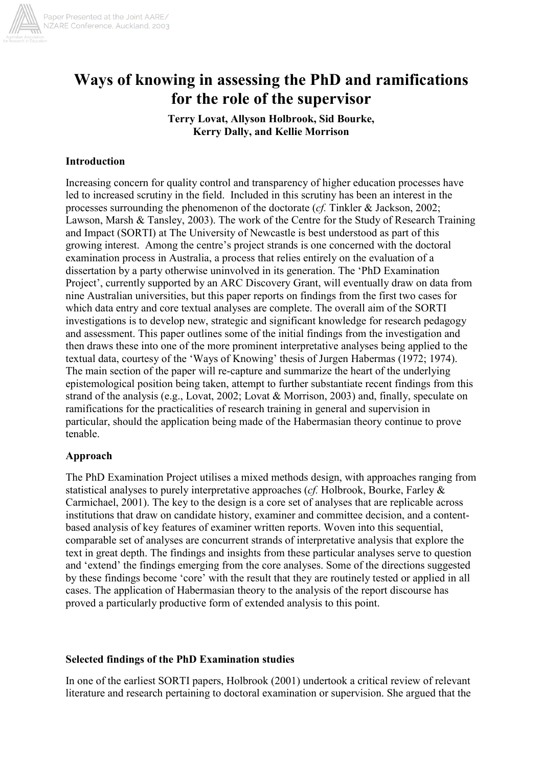# Ways of knowing in assessing the PhD and ramifications for the role of the supervisor

**Terry Lovat, Allyson Holbrook, Sid Bourke, Kerry Dally, and Kellie Morrison**

## Introduction

Increasing concern for quality control and transparency of higher education processes have led to increased scrutiny in the field. Included in this scrutiny has been an interest in the processes surrounding the phenomenon of the doctorate (*cf.* Tinkler & Jackson, 2002; Lawson, Marsh & Tansley, 2003). The work of the Centre for the Study of Research Training and Impact (SORTI) at The University of Newcastle is best understood as part of this growing interest. Among the centre's project strands is one concerned with the doctoral examination process in Australia, a process that relies entirely on the evaluation of a dissertation by a party otherwise uninvolved in its generation. The 'PhD Examination Project', currently supported by an ARC Discovery Grant, will eventually draw on data from nine Australian universities, but this paper reports on findings from the first two cases for which data entry and core textual analyses are complete. The overall aim of the SORTI investigations is to develop new, strategic and significant knowledge for research pedagogy and assessment. This paper outlines some of the initial findings from the investigation and then draws these into one of the more prominent interpretative analyses being applied to the textual data, courtesy of the 'Ways of Knowing' thesis of Jurgen Habermas (1972; 1974). The main section of the paper will re-capture and summarize the heart of the underlying epistemological position being taken, attempt to further substantiate recent findings from this strand of the analysis (e.g., Lovat, 2002; Lovat & Morrison, 2003) and, finally, speculate on ramifications for the practicalities of research training in general and supervision in particular, should the application being made of the Habermasian theory continue to prove tenable.

## Approach

The PhD Examination Project utilises a mixed methods design, with approaches ranging from statistical analyses to purely interpretative approaches (*cf.* Holbrook, Bourke, Farley & Carmichael, 2001). The key to the design is a core set of analyses that are replicable across institutions that draw on candidate history, examiner and committee decision, and a content-based analysis of key features of examiner written reports. Woven into this sequential, comparable set of analyses are concurrent strands of interpretative analysis that explore the text in great depth. The findings and insights from these particular analyses serve to question and 'extend' the findings emerging from the core analyses. Some of the directions suggested by these findings become 'core' with the result that they are routinely tested or applied in all cases. The application of Habermasian theory to the analysis of the report discourse has proved a particularly productive form of extended analysis to this point.

## Selected findings of the PhD Examination studies

In one of the earliest SORTI papers, Holbrook (2001) undertook a critical review of relevant literature and research pertaining to doctoral examination or supervision. She argued that the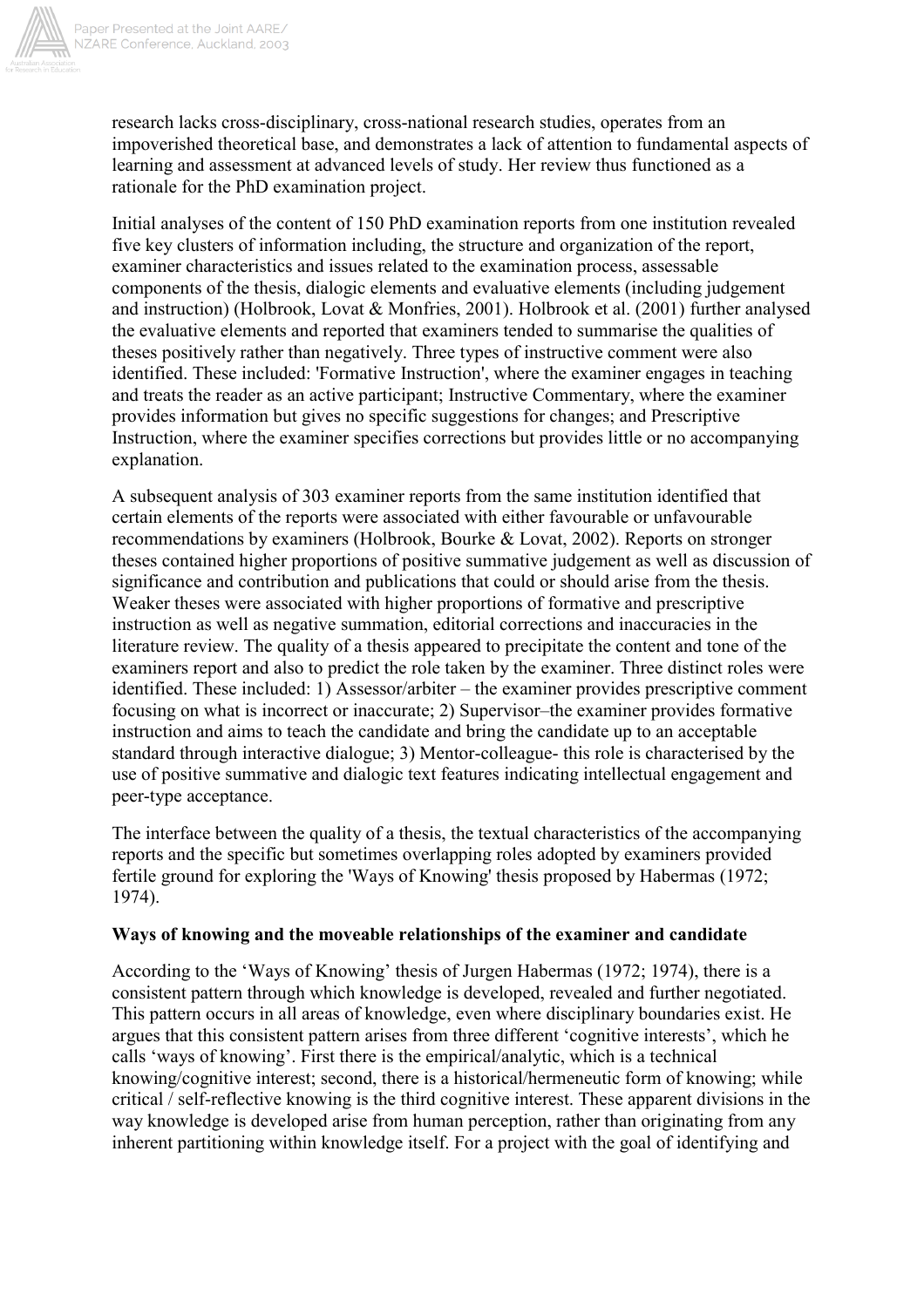research lacks cross-disciplinary, cross-national research studies, operates from an impoverished theoretical base, and demonstrates a lack of attention to fundamental aspects of learning and assessment at advanced levels of study. Her review thus functioned as a rationale for the PhD examination project.

Initial analyses of the content of 150 PhD examination reports from one institution revealed five key clusters of information including, the structure and organization of the report, examiner characteristics and issues related to the examination process, assessable components of the thesis, dialogic elements and evaluative elements (including judgement and instruction) (Holbrook, Lovat & Monfries, 2001). Holbrook et al. (2001) further analysed the evaluative elements and reported that examiners tended to summarise the qualities of theses positively rather than negatively. Three types of instructive comment were also identified. These included: 'Formative Instruction', where the examiner engages in teaching and treats the reader as an active participant; Instructive Commentary, where the examiner provides information but gives no specific suggestions for changes; and Prescriptive Instruction, where the examiner specifies corrections but provides little or no accompanying explanation.

A subsequent analysis of 303 examiner reports from the same institution identified that certain elements of the reports were associated with either favourable or unfavourable recommendations by examiners (Holbrook, Bourke & Lovat, 2002). Reports on stronger theses contained higher proportions of positive summative judgement as well as discussion of significance and contribution and publications that could or should arise from the thesis. Weaker theses were associated with higher proportions of formative and prescriptive instruction as well as negative summation, editorial corrections and inaccuracies in the literature review. The quality of a thesis appeared to precipitate the content and tone of the examiners report and also to predict the role taken by the examiner. Three distinct roles were identified. These included: 1) Assessor/arbiter – the examiner provides prescriptive comment focusing on what is incorrect or inaccurate; 2) Supervisor–the examiner provides formative instruction and aims to teach the candidate and bring the candidate up to an acceptable standard through interactive dialogue; 3) Mentor-colleague- this role is characterised by the use of positive summative and dialogic text features indicating intellectual engagement and peer-type acceptance.

The interface between the quality of a thesis, the textual characteristics of the accompanying reports and the specific but sometimes overlapping roles adopted by examiners provided fertile ground for exploring the 'Ways of Knowing' thesis proposed by Habermas (1972; 1974).

**Ways of knowing and the moveable relationships of the examiner and candidate**

According to the 'Ways of Knowing' thesis of Jurgen Habermas (1972; 1974), there is a consistent pattern through which knowledge is developed, revealed and further negotiated. This pattern occurs in all areas of knowledge, even where disciplinary boundaries exist. He argues that this consistent pattern arises from three different 'cognitive interests', which he calls 'ways of knowing'. First there is the empirical/analytic, which is a technical knowing/cognitive interest; second, there is a historical/hermeneutic form of knowing; while critical / self-reflective knowing is the third cognitive interest. These apparent divisions in the way knowledge is developed arise from human perception, rather than originating from any inherent partitioning within knowledge itself. For a project with the goal of identifying and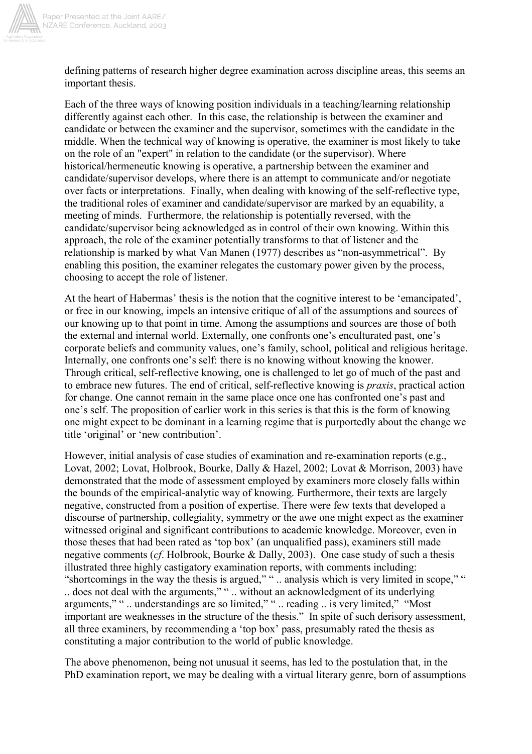defining patterns of research higher degree examination across discipline areas, this seems an important thesis.

Each of the three ways of knowing position individuals in a teaching/learning relationship differently against each other. In this case, the relationship is between the examiner and candidate or between the examiner and the supervisor, sometimes with the candidate in the middle. When the technical way of knowing is operative, the examiner is most likely to take on the role of an "expert" in relation to the candidate (or the supervisor). Where historical/hermeneutic knowing is operative, a partnership between the examiner and candidate/supervisor develops, where there is an attempt to communicate and/or negotiate over facts or interpretations. Finally, when dealing with knowing of the self-reflective type, the traditional roles of examiner and candidate/supervisor are marked by an equability, a meeting of minds. Furthermore, the relationship is potentially reversed, with the candidate/supervisor being acknowledged as in control of their own knowing. Within this approach, the role of the examiner potentially transforms to that of listener and the relationship is marked by what Van Manen (1977) describes as "non-asymmetrical". By enabling this position, the examiner relegates the customary power given by the process, choosing to accept the role of listener.

At the heart of Habermas' thesis is the notion that the cognitive interest to be 'emancipated', or free in our knowing, impels an intensive critique of all of the assumptions and sources of our knowing up to that point in time. Among the assumptions and sources are those of both the external and internal world. Externally, one confronts one's enculturated past, one's corporate beliefs and community values, one's family, school, political and religious heritage. Internally, one confronts one's self: there is no knowing without knowing the knower. Through critical, self-reflective knowing, one is challenged to let go of much of the past and to embrace new futures. The end of critical, self-reflective knowing is *praxis*, practical action for change. One cannot remain in the same place once one has confronted one's past and one's self. The proposition of earlier work in this series is that this is the form of knowing one might expect to be dominant in a learning regime that is purportedly about the change we title 'original' or 'new contribution'.

However, initial analysis of case studies of examination and re-examination reports (e.g., Lovat, 2002; Lovat, Holbrook, Bourke, Dally & Hazel, 2002; Lovat & Morrison, 2003) have demonstrated that the mode of assessment employed by examiners more closely falls within the bounds of the empirical-analytic way of knowing. Furthermore, their texts are largely negative, constructed from a position of expertise. There were few texts that developed a discourse of partnership, collegiality, symmetry or the awe one might expect as the examiner witnessed original and significant contributions to academic knowledge. Moreover, even in those theses that had been rated as 'top box' (an unqualified pass), examiners still made negative comments (*cf*. Holbrook, Bourke & Dally, 2003). One case study of such a thesis illustrated three highly castigatory examination reports, with comments including: "shortcomings in the way the thesis is argued," " .. analysis which is very limited in scope," " .. does not deal with the arguments," " .. without an acknowledgment of its underlying arguments," " .. understandings are so limited," " .. reading .. is very limited," "Most important are weaknesses in the structure of the thesis." In spite of such derisory assessment, all three examiners, by recommending a 'top box' pass, presumably rated the thesis as constituting a major contribution to the world of public knowledge.

The above phenomenon, being not unusual it seems, has led to the postulation that, in the PhD examination report, we may be dealing with a virtual literary genre, born of assumptions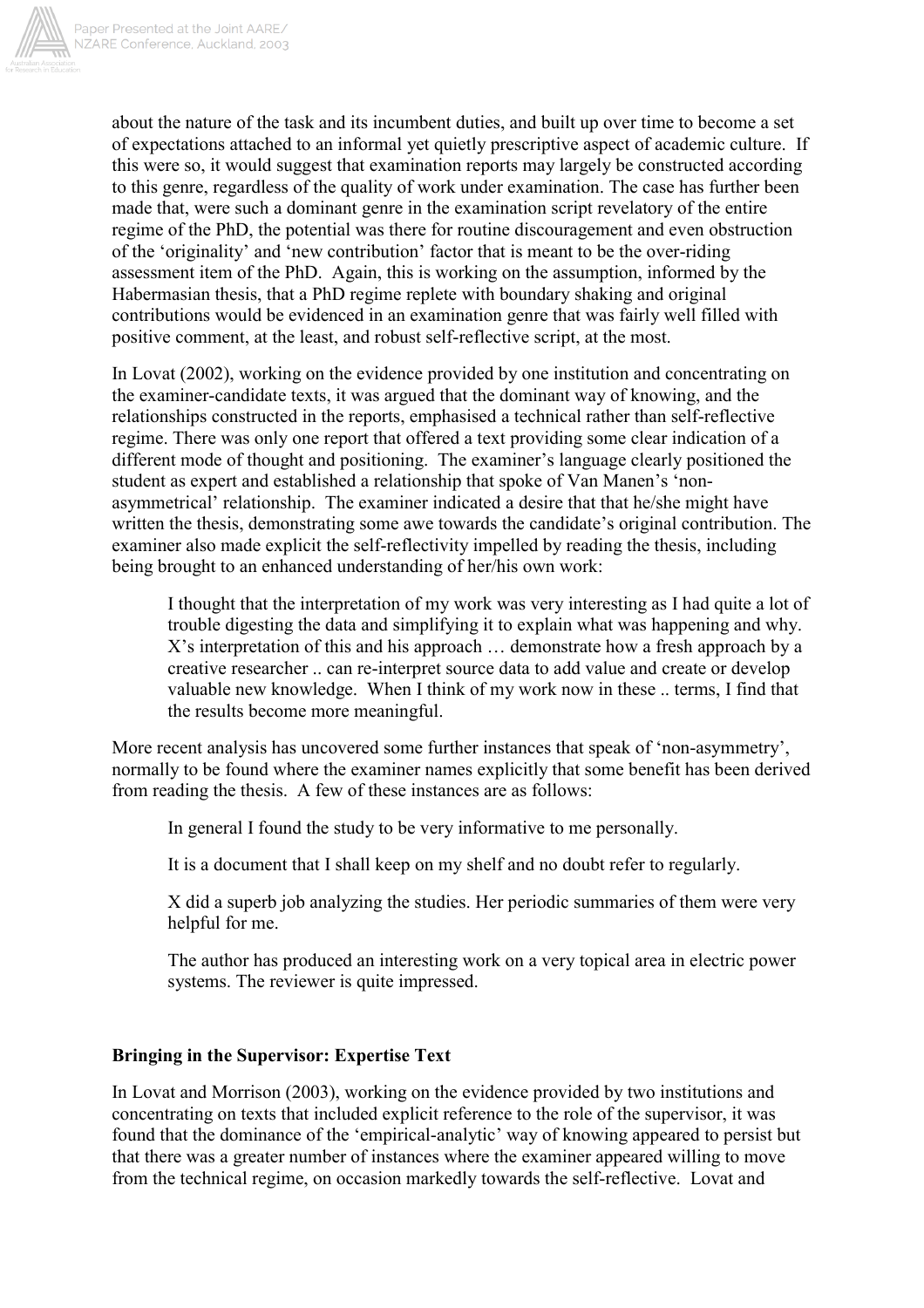about the nature of the task and its incumbent duties, and built up over time to become a set of expectations attached to an informal yet quietly prescriptive aspect of academic culture. If this were so, it would suggest that examination reports may largely be constructed according to this genre, regardless of the quality of work under examination. The case has further been made that, were such a dominant genre in the examination script revelatory of the entire regime of the PhD, the potential was there for routine discouragement and even obstruction of the 'originality' and 'new contribution' factor that is meant to be the over-riding assessment item of the PhD. Again, this is working on the assumption, informed by the Habermasian thesis, that a PhD regime replete with boundary shaking and original contributions would be evidenced in an examination genre that was fairly well filled with positive comment, at the least, and robust self-reflective script, at the most.

In Lovat (2002), working on the evidence provided by one institution and concentrating on the examiner-candidate texts, it was argued that the dominant way of knowing, and the relationships constructed in the reports, emphasised a technical rather than self-reflective regime. There was only one report that offered a text providing some clear indication of a different mode of thought and positioning. The examiner's language clearly positioned the student as expert and established a relationship that spoke of Van Manen's 'non-asymmetrical' relationship. The examiner indicated a desire that that he/she might have written the thesis, demonstrating some awe towards the candidate's original contribution. The examiner also made explicit the self-reflectivity impelled by reading the thesis, including being brought to an enhanced understanding of her/his own work:

> I thought that the interpretation of my work was very interesting as I had quite a lot of trouble digesting the data and simplifying it to explain what was happening and why. X's interpretation of this and his approach … demonstrate how a fresh approach by a creative researcher .. can re-interpret source data to add value and create or develop valuable new knowledge. When I think of my work now in these .. terms, I find that the results become more meaningful.

More recent analysis has uncovered some further instances that speak of 'non-asymmetry', normally to be found where the examiner names explicitly that some benefit has been derived from reading the thesis. A few of these instances are as follows:

> In general I found the study to be very informative to me personally.
>
> It is a document that I shall keep on my shelf and no doubt refer to regularly.
>
> X did a superb job analyzing the studies. Her periodic summaries of them were very helpful for me.
>
> The author has produced an interesting work on a very topical area in electric power systems. The reviewer is quite impressed.

### Bringing in the Supervisor: Expertise Text

In Lovat and Morrison (2003), working on the evidence provided by two institutions and concentrating on texts that included explicit reference to the role of the supervisor, it was found that the dominance of the 'empirical-analytic' way of knowing appeared to persist but that there was a greater number of instances where the examiner appeared willing to move from the technical regime, on occasion markedly towards the self-reflective. Lovat and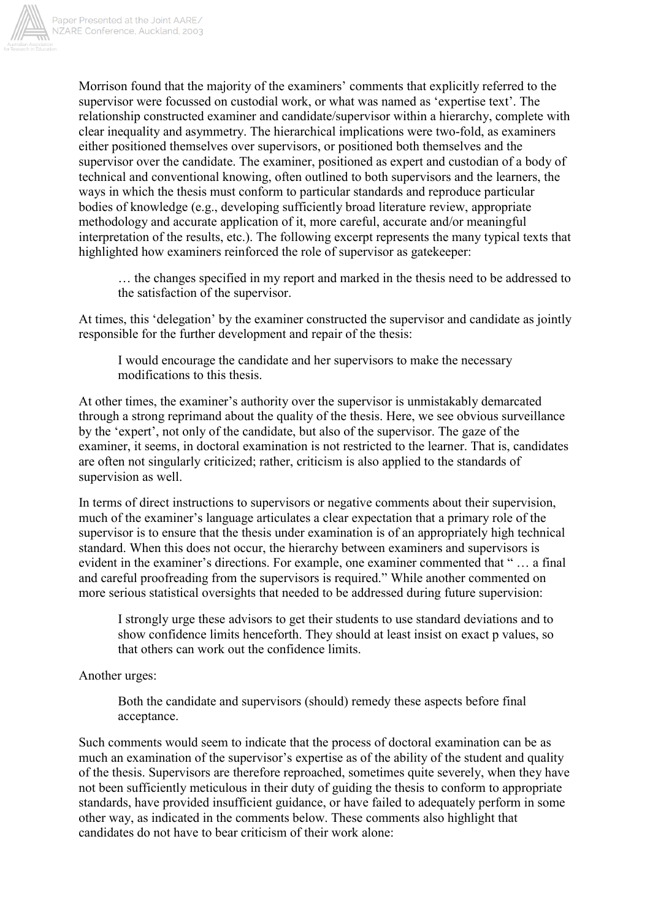Morrison found that the majority of the examiners' comments that explicitly referred to the supervisor were focussed on custodial work, or what was named as 'expertise text'. The relationship constructed examiner and candidate/supervisor within a hierarchy, complete with clear inequality and asymmetry. The hierarchical implications were two-fold, as examiners either positioned themselves over supervisors, or positioned both themselves and the supervisor over the candidate. The examiner, positioned as expert and custodian of a body of technical and conventional knowing, often outlined to both supervisors and the learners, the ways in which the thesis must conform to particular standards and reproduce particular bodies of knowledge (e.g., developing sufficiently broad literature review, appropriate methodology and accurate application of it, more careful, accurate and/or meaningful interpretation of the results, etc.). The following excerpt represents the many typical texts that highlighted how examiners reinforced the role of supervisor as gatekeeper:

> … the changes specified in my report and marked in the thesis need to be addressed to the satisfaction of the supervisor.

At times, this 'delegation' by the examiner constructed the supervisor and candidate as jointly responsible for the further development and repair of the thesis:

> I would encourage the candidate and her supervisors to make the necessary modifications to this thesis.

At other times, the examiner's authority over the supervisor is unmistakably demarcated through a strong reprimand about the quality of the thesis. Here, we see obvious surveillance by the 'expert', not only of the candidate, but also of the supervisor. The gaze of the examiner, it seems, in doctoral examination is not restricted to the learner. That is, candidates are often not singularly criticized; rather, criticism is also applied to the standards of supervision as well.

In terms of direct instructions to supervisors or negative comments about their supervision, much of the examiner's language articulates a clear expectation that a primary role of the supervisor is to ensure that the thesis under examination is of an appropriately high technical standard. When this does not occur, the hierarchy between examiners and supervisors is evident in the examiner's directions. For example, one examiner commented that " … a final and careful proofreading from the supervisors is required." While another commented on more serious statistical oversights that needed to be addressed during future supervision:

> I strongly urge these advisors to get their students to use standard deviations and to show confidence limits henceforth. They should at least insist on exact p values, so that others can work out the confidence limits.

Another urges:

> Both the candidate and supervisors (should) remedy these aspects before final acceptance.

Such comments would seem to indicate that the process of doctoral examination can be as much an examination of the supervisor's expertise as of the ability of the student and quality of the thesis. Supervisors are therefore reproached, sometimes quite severely, when they have not been sufficiently meticulous in their duty of guiding the thesis to conform to appropriate standards, have provided insufficient guidance, or have failed to adequately perform in some other way, as indicated in the comments below. These comments also highlight that candidates do not have to bear criticism of their work alone: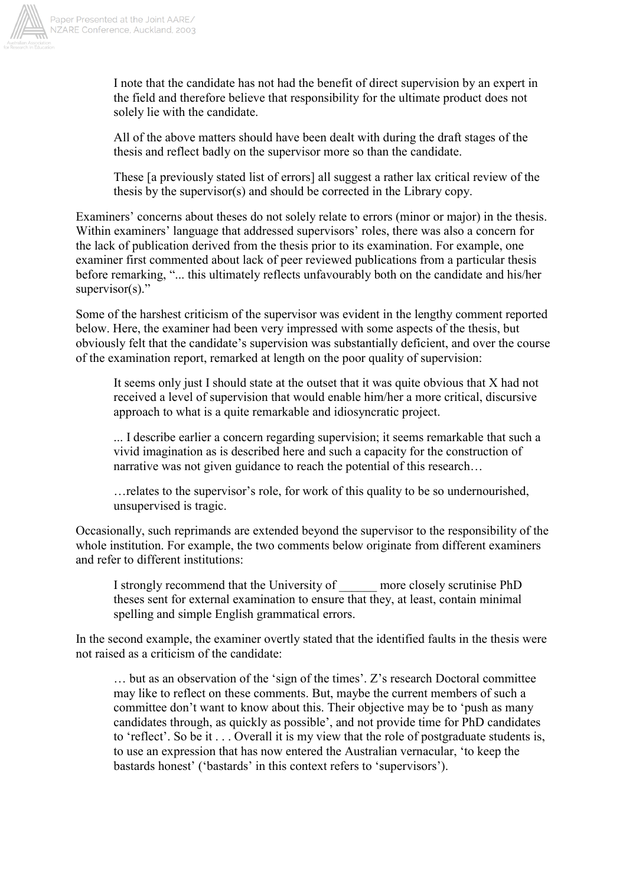> I note that the candidate has not had the benefit of direct supervision by an expert in the field and therefore believe that responsibility for the ultimate product does not solely lie with the candidate.
>
> All of the above matters should have been dealt with during the draft stages of the thesis and reflect badly on the supervisor more so than the candidate.
>
> These [a previously stated list of errors] all suggest a rather lax critical review of the thesis by the supervisor(s) and should be corrected in the Library copy.

Examiners' concerns about theses do not solely relate to errors (minor or major) in the thesis. Within examiners' language that addressed supervisors' roles, there was also a concern for the lack of publication derived from the thesis prior to its examination. For example, one examiner first commented about lack of peer reviewed publications from a particular thesis before remarking, "... this ultimately reflects unfavourably both on the candidate and his/her supervisor(s)."

Some of the harshest criticism of the supervisor was evident in the lengthy comment reported below. Here, the examiner had been very impressed with some aspects of the thesis, but obviously felt that the candidate's supervision was substantially deficient, and over the course of the examination report, remarked at length on the poor quality of supervision:

> It seems only just I should state at the outset that it was quite obvious that X had not received a level of supervision that would enable him/her a more critical, discursive approach to what is a quite remarkable and idiosyncratic project.
>
> ... I describe earlier a concern regarding supervision; it seems remarkable that such a vivid imagination as is described here and such a capacity for the construction of narrative was not given guidance to reach the potential of this research…
>
> …relates to the supervisor's role, for work of this quality to be so undernourished, unsupervised is tragic.

Occasionally, such reprimands are extended beyond the supervisor to the responsibility of the whole institution. For example, the two comments below originate from different examiners and refer to different institutions:

> I strongly recommend that the University of ______ more closely scrutinise PhD theses sent for external examination to ensure that they, at least, contain minimal spelling and simple English grammatical errors.

In the second example, the examiner overtly stated that the identified faults in the thesis were not raised as a criticism of the candidate:

> … but as an observation of the 'sign of the times'. Z's research Doctoral committee may like to reflect on these comments. But, maybe the current members of such a committee don't want to know about this. Their objective may be to 'push as many candidates through, as quickly as possible', and not provide time for PhD candidates to 'reflect'. So be it . . . Overall it is my view that the role of postgraduate students is, to use an expression that has now entered the Australian vernacular, 'to keep the bastards honest' ('bastards' in this context refers to 'supervisors').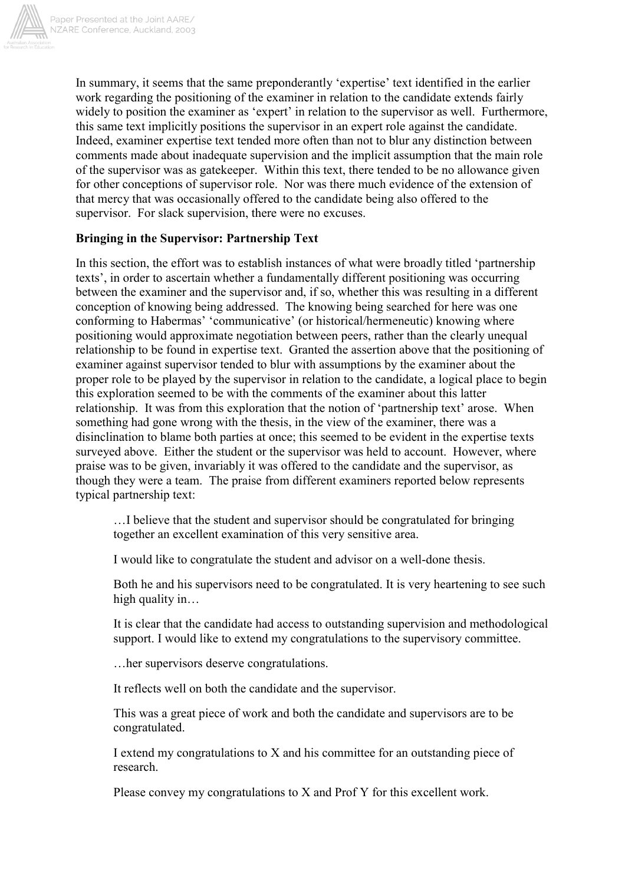In summary, it seems that the same preponderantly 'expertise' text identified in the earlier work regarding the positioning of the examiner in relation to the candidate extends fairly widely to position the examiner as 'expert' in relation to the supervisor as well. Furthermore, this same text implicitly positions the supervisor in an expert role against the candidate. Indeed, examiner expertise text tended more often than not to blur any distinction between comments made about inadequate supervision and the implicit assumption that the main role of the supervisor was as gatekeeper. Within this text, there tended to be no allowance given for other conceptions of supervisor role. Nor was there much evidence of the extension of that mercy that was occasionally offered to the candidate being also offered to the supervisor. For slack supervision, there were no excuses.

**Bringing in the Supervisor: Partnership Text**

In this section, the effort was to establish instances of what were broadly titled 'partnership texts', in order to ascertain whether a fundamentally different positioning was occurring between the examiner and the supervisor and, if so, whether this was resulting in a different conception of knowing being addressed. The knowing being searched for here was one conforming to Habermas' 'communicative' (or historical/hermeneutic) knowing where positioning would approximate negotiation between peers, rather than the clearly unequal relationship to be found in expertise text. Granted the assertion above that the positioning of examiner against supervisor tended to blur with assumptions by the examiner about the proper role to be played by the supervisor in relation to the candidate, a logical place to begin this exploration seemed to be with the comments of the examiner about this latter relationship. It was from this exploration that the notion of 'partnership text' arose. When something had gone wrong with the thesis, in the view of the examiner, there was a disinclination to blame both parties at once; this seemed to be evident in the expertise texts surveyed above. Either the student or the supervisor was held to account. However, where praise was to be given, invariably it was offered to the candidate and the supervisor, as though they were a team. The praise from different examiners reported below represents typical partnership text:

> …I believe that the student and supervisor should be congratulated for bringing together an excellent examination of this very sensitive area.
>
> I would like to congratulate the student and advisor on a well-done thesis.
>
> Both he and his supervisors need to be congratulated. It is very heartening to see such high quality in…
>
> It is clear that the candidate had access to outstanding supervision and methodological support. I would like to extend my congratulations to the supervisory committee.
>
> …her supervisors deserve congratulations.
>
> It reflects well on both the candidate and the supervisor.
>
> This was a great piece of work and both the candidate and supervisors are to be congratulated.
>
> I extend my congratulations to X and his committee for an outstanding piece of research.
>
> Please convey my congratulations to X and Prof Y for this excellent work.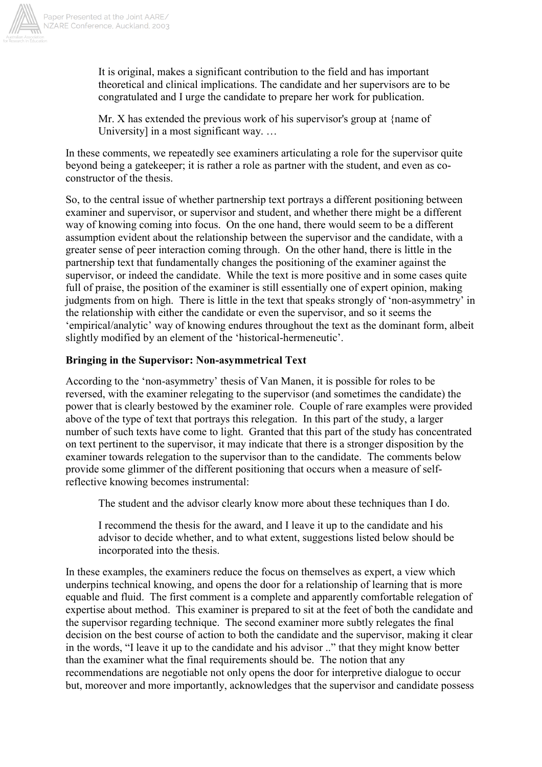> It is original, makes a significant contribution to the field and has important theoretical and clinical implications. The candidate and her supervisors are to be congratulated and I urge the candidate to prepare her work for publication.
>
> Mr. X has extended the previous work of his supervisor's group at {name of University] in a most significant way. …

In these comments, we repeatedly see examiners articulating a role for the supervisor quite beyond being a gatekeeper; it is rather a role as partner with the student, and even as co-constructor of the thesis.

So, to the central issue of whether partnership text portrays a different positioning between examiner and supervisor, or supervisor and student, and whether there might be a different way of knowing coming into focus. On the one hand, there would seem to be a different assumption evident about the relationship between the supervisor and the candidate, with a greater sense of peer interaction coming through. On the other hand, there is little in the partnership text that fundamentally changes the positioning of the examiner against the supervisor, or indeed the candidate. While the text is more positive and in some cases quite full of praise, the position of the examiner is still essentially one of expert opinion, making judgments from on high. There is little in the text that speaks strongly of 'non-asymmetry' in the relationship with either the candidate or even the supervisor, and so it seems the 'empirical/analytic' way of knowing endures throughout the text as the dominant form, albeit slightly modified by an element of the 'historical-hermeneutic'.

**Bringing in the Supervisor: Non-asymmetrical Text**

According to the 'non-asymmetry' thesis of Van Manen, it is possible for roles to be reversed, with the examiner relegating to the supervisor (and sometimes the candidate) the power that is clearly bestowed by the examiner role. Couple of rare examples were provided above of the type of text that portrays this relegation. In this part of the study, a larger number of such texts have come to light. Granted that this part of the study has concentrated on text pertinent to the supervisor, it may indicate that there is a stronger disposition by the examiner towards relegation to the supervisor than to the candidate. The comments below provide some glimmer of the different positioning that occurs when a measure of self-reflective knowing becomes instrumental:

> The student and the advisor clearly know more about these techniques than I do.
>
> I recommend the thesis for the award, and I leave it up to the candidate and his advisor to decide whether, and to what extent, suggestions listed below should be incorporated into the thesis.

In these examples, the examiners reduce the focus on themselves as expert, a view which underpins technical knowing, and opens the door for a relationship of learning that is more equable and fluid. The first comment is a complete and apparently comfortable relegation of expertise about method. This examiner is prepared to sit at the feet of both the candidate and the supervisor regarding technique. The second examiner more subtly relegates the final decision on the best course of action to both the candidate and the supervisor, making it clear in the words, "I leave it up to the candidate and his advisor .." that they might know better than the examiner what the final requirements should be. The notion that any recommendations are negotiable not only opens the door for interpretive dialogue to occur but, moreover and more importantly, acknowledges that the supervisor and candidate possess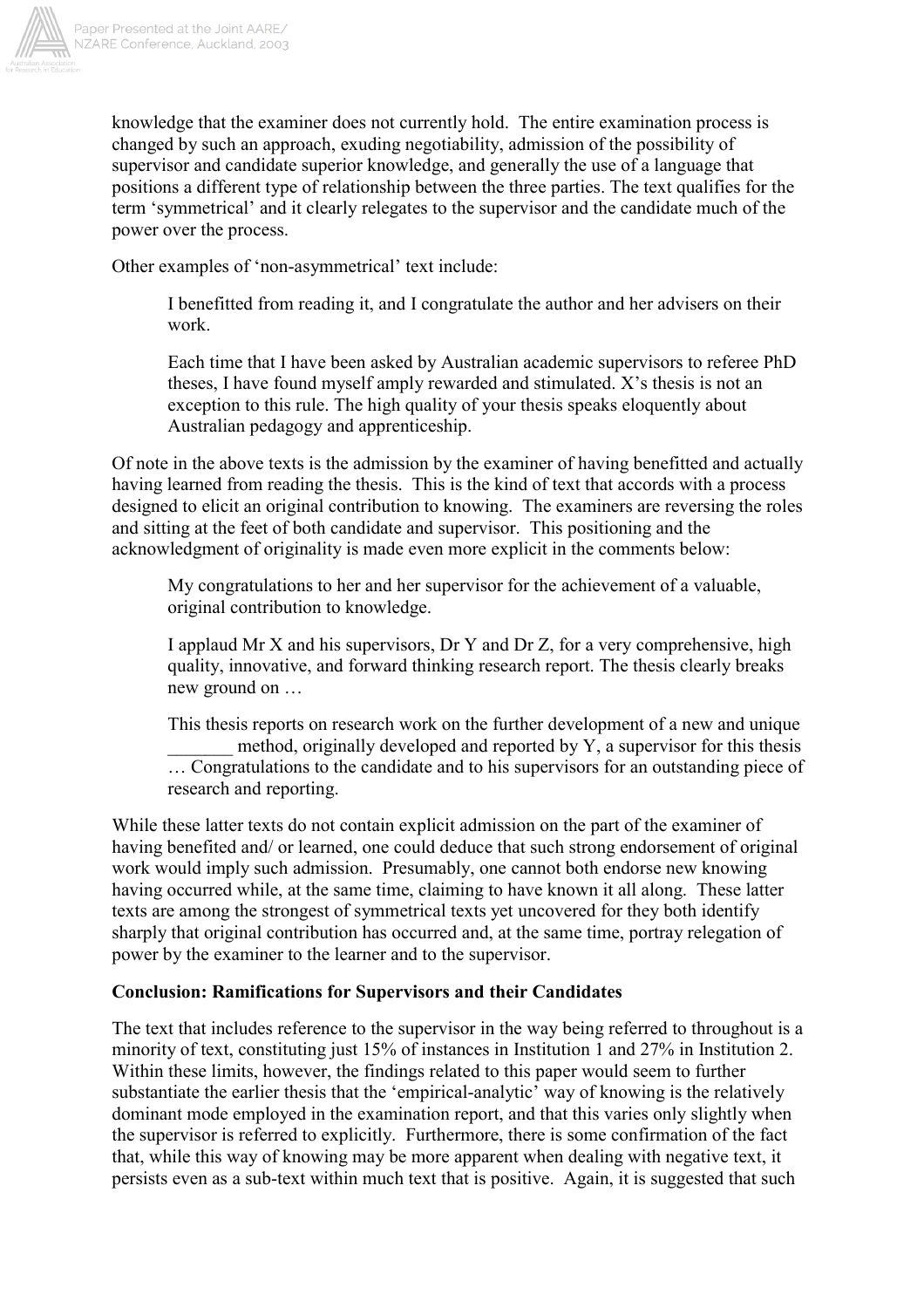knowledge that the examiner does not currently hold. The entire examination process is changed by such an approach, exuding negotiability, admission of the possibility of supervisor and candidate superior knowledge, and generally the use of a language that positions a different type of relationship between the three parties. The text qualifies for the term 'symmetrical' and it clearly relegates to the supervisor and the candidate much of the power over the process.

Other examples of 'non-asymmetrical' text include:

> I benefitted from reading it, and I congratulate the author and her advisers on their work.
>
> Each time that I have been asked by Australian academic supervisors to referee PhD theses, I have found myself amply rewarded and stimulated. X's thesis is not an exception to this rule. The high quality of your thesis speaks eloquently about Australian pedagogy and apprenticeship.

Of note in the above texts is the admission by the examiner of having benefitted and actually having learned from reading the thesis. This is the kind of text that accords with a process designed to elicit an original contribution to knowing. The examiners are reversing the roles and sitting at the feet of both candidate and supervisor. This positioning and the acknowledgment of originality is made even more explicit in the comments below:

> My congratulations to her and her supervisor for the achievement of a valuable, original contribution to knowledge.
>
> I applaud Mr X and his supervisors, Dr Y and Dr Z, for a very comprehensive, high quality, innovative, and forward thinking research report. The thesis clearly breaks new ground on …
>
> This thesis reports on research work on the further development of a new and unique _______ method, originally developed and reported by Y, a supervisor for this thesis … Congratulations to the candidate and to his supervisors for an outstanding piece of research and reporting.

While these latter texts do not contain explicit admission on the part of the examiner of having benefited and/ or learned, one could deduce that such strong endorsement of original work would imply such admission. Presumably, one cannot both endorse new knowing having occurred while, at the same time, claiming to have known it all along. These latter texts are among the strongest of symmetrical texts yet uncovered for they both identify sharply that original contribution has occurred and, at the same time, portray relegation of power by the examiner to the learner and to the supervisor.

**Conclusion: Ramifications for Supervisors and their Candidates**

The text that includes reference to the supervisor in the way being referred to throughout is a minority of text, constituting just 15% of instances in Institution 1 and 27% in Institution 2. Within these limits, however, the findings related to this paper would seem to further substantiate the earlier thesis that the 'empirical-analytic' way of knowing is the relatively dominant mode employed in the examination report, and that this varies only slightly when the supervisor is referred to explicitly. Furthermore, there is some confirmation of the fact that, while this way of knowing may be more apparent when dealing with negative text, it persists even as a sub-text within much text that is positive. Again, it is suggested that such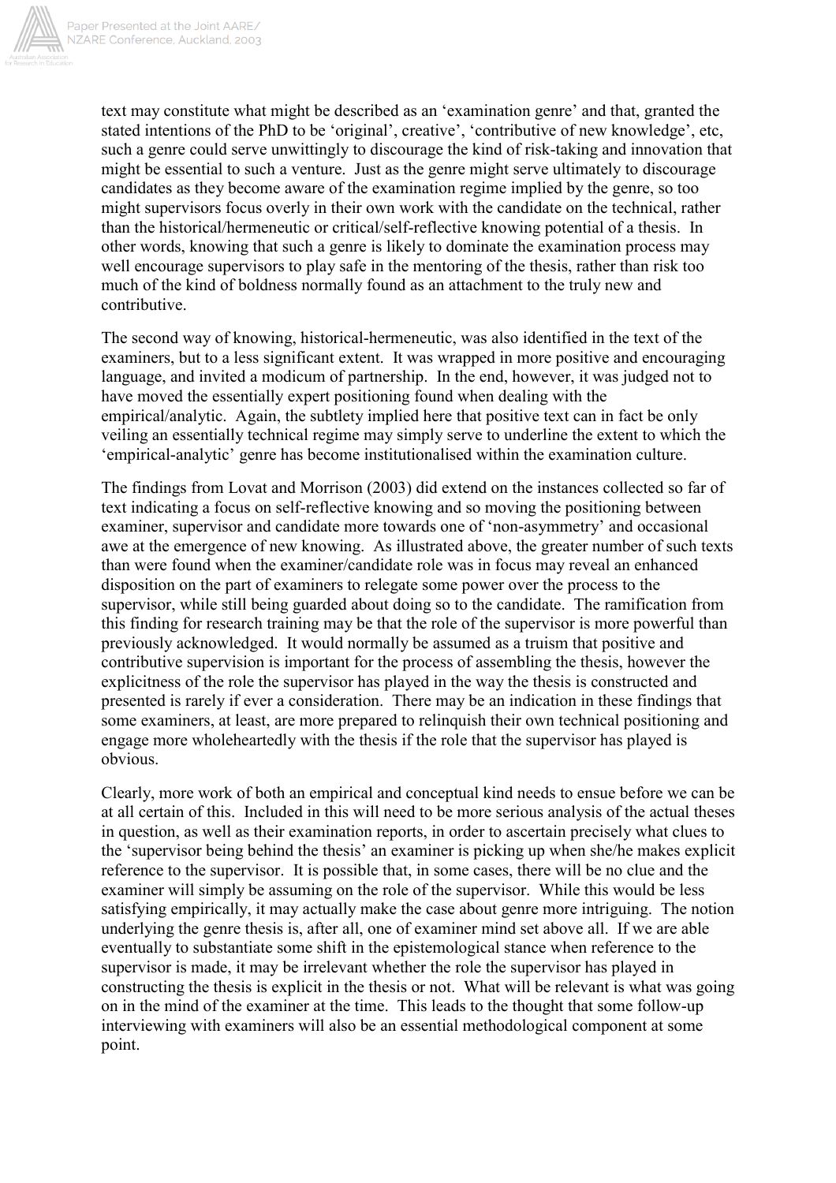text may constitute what might be described as an 'examination genre' and that, granted the stated intentions of the PhD to be 'original', creative', 'contributive of new knowledge', etc, such a genre could serve unwittingly to discourage the kind of risk-taking and innovation that might be essential to such a venture. Just as the genre might serve ultimately to discourage candidates as they become aware of the examination regime implied by the genre, so too might supervisors focus overly in their own work with the candidate on the technical, rather than the historical/hermeneutic or critical/self-reflective knowing potential of a thesis. In other words, knowing that such a genre is likely to dominate the examination process may well encourage supervisors to play safe in the mentoring of the thesis, rather than risk too much of the kind of boldness normally found as an attachment to the truly new and contributive.

The second way of knowing, historical-hermeneutic, was also identified in the text of the examiners, but to a less significant extent. It was wrapped in more positive and encouraging language, and invited a modicum of partnership. In the end, however, it was judged not to have moved the essentially expert positioning found when dealing with the empirical/analytic. Again, the subtlety implied here that positive text can in fact be only veiling an essentially technical regime may simply serve to underline the extent to which the 'empirical-analytic' genre has become institutionalised within the examination culture.

The findings from Lovat and Morrison (2003) did extend on the instances collected so far of text indicating a focus on self-reflective knowing and so moving the positioning between examiner, supervisor and candidate more towards one of 'non-asymmetry' and occasional awe at the emergence of new knowing. As illustrated above, the greater number of such texts than were found when the examiner/candidate role was in focus may reveal an enhanced disposition on the part of examiners to relegate some power over the process to the supervisor, while still being guarded about doing so to the candidate. The ramification from this finding for research training may be that the role of the supervisor is more powerful than previously acknowledged. It would normally be assumed as a truism that positive and contributive supervision is important for the process of assembling the thesis, however the explicitness of the role the supervisor has played in the way the thesis is constructed and presented is rarely if ever a consideration. There may be an indication in these findings that some examiners, at least, are more prepared to relinquish their own technical positioning and engage more wholeheartedly with the thesis if the role that the supervisor has played is obvious.

Clearly, more work of both an empirical and conceptual kind needs to ensue before we can be at all certain of this. Included in this will need to be more serious analysis of the actual theses in question, as well as their examination reports, in order to ascertain precisely what clues to the 'supervisor being behind the thesis' an examiner is picking up when she/he makes explicit reference to the supervisor. It is possible that, in some cases, there will be no clue and the examiner will simply be assuming on the role of the supervisor. While this would be less satisfying empirically, it may actually make the case about genre more intriguing. The notion underlying the genre thesis is, after all, one of examiner mind set above all. If we are able eventually to substantiate some shift in the epistemological stance when reference to the supervisor is made, it may be irrelevant whether the role the supervisor has played in constructing the thesis is explicit in the thesis or not. What will be relevant is what was going on in the mind of the examiner at the time. This leads to the thought that some follow-up interviewing with examiners will also be an essential methodological component at some point.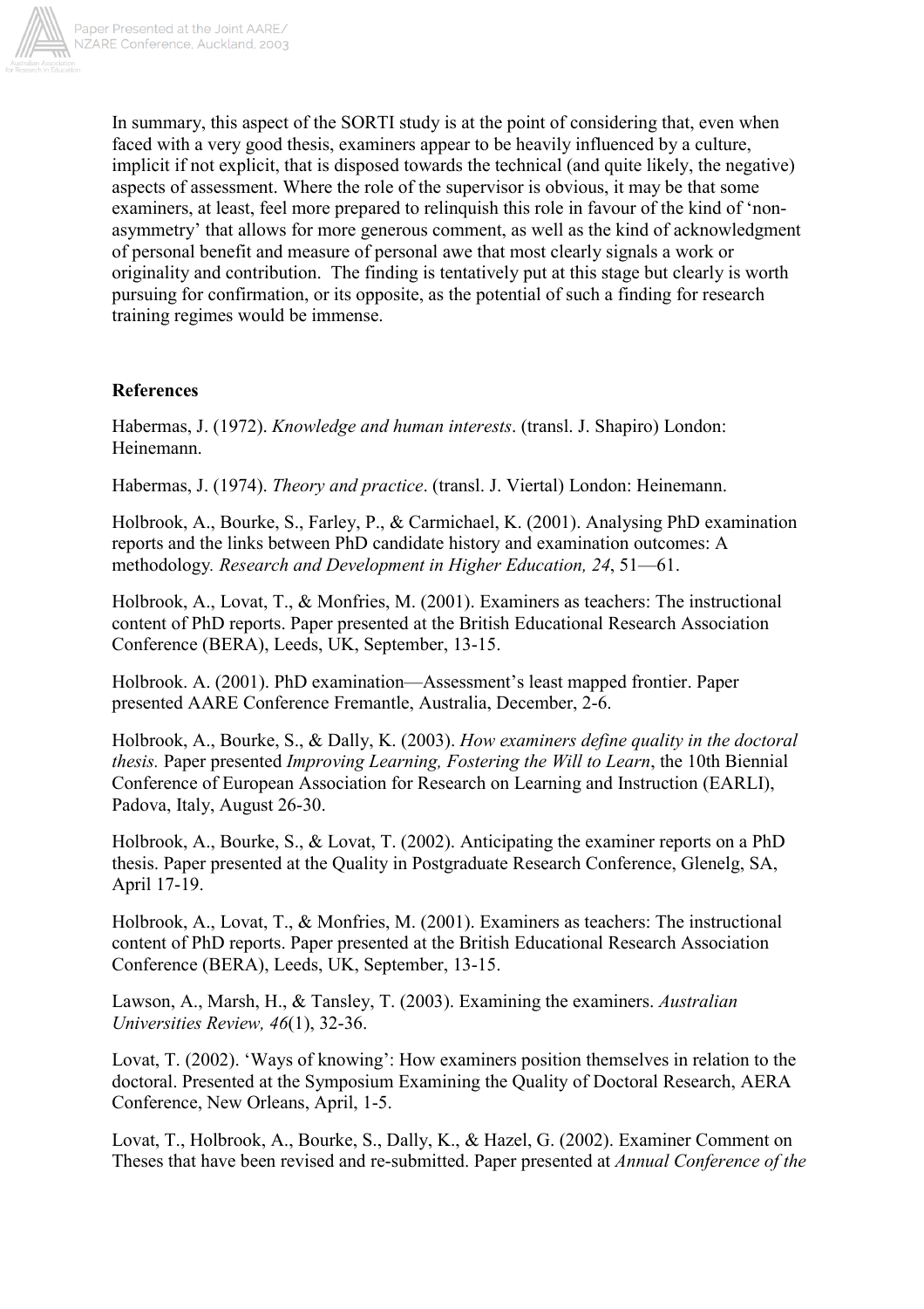In summary, this aspect of the SORTI study is at the point of considering that, even when faced with a very good thesis, examiners appear to be heavily influenced by a culture, implicit if not explicit, that is disposed towards the technical (and quite likely, the negative) aspects of assessment. Where the role of the supervisor is obvious, it may be that some examiners, at least, feel more prepared to relinquish this role in favour of the kind of 'non-asymmetry' that allows for more generous comment, as well as the kind of acknowledgment of personal benefit and measure of personal awe that most clearly signals a work or originality and contribution. The finding is tentatively put at this stage but clearly is worth pursuing for confirmation, or its opposite, as the potential of such a finding for research training regimes would be immense.

**References**

Habermas, J. (1972). *Knowledge and human interests*. (transl. J. Shapiro) London: Heinemann.

Habermas, J. (1974). *Theory and practice*. (transl. J. Viertal) London: Heinemann.

Holbrook, A., Bourke, S., Farley, P., & Carmichael, K. (2001). Analysing PhD examination reports and the links between PhD candidate history and examination outcomes: A methodology. *Research and Development in Higher Education, 24*, 51—61.

Holbrook, A., Lovat, T., & Monfries, M. (2001). Examiners as teachers: The instructional content of PhD reports. Paper presented at the British Educational Research Association Conference (BERA), Leeds, UK, September, 13-15.

Holbrook. A. (2001). PhD examination—Assessment's least mapped frontier. Paper presented AARE Conference Fremantle, Australia, December, 2-6.

Holbrook, A., Bourke, S., & Dally, K. (2003). *How examiners define quality in the doctoral thesis.* Paper presented *Improving Learning, Fostering the Will to Learn*, the 10th Biennial Conference of European Association for Research on Learning and Instruction (EARLI), Padova, Italy, August 26-30.

Holbrook, A., Bourke, S., & Lovat, T. (2002). Anticipating the examiner reports on a PhD thesis. Paper presented at the Quality in Postgraduate Research Conference, Glenelg, SA, April 17-19.

Holbrook, A., Lovat, T., & Monfries, M. (2001). Examiners as teachers: The instructional content of PhD reports. Paper presented at the British Educational Research Association Conference (BERA), Leeds, UK, September, 13-15.

Lawson, A., Marsh, H., & Tansley, T. (2003). Examining the examiners. *Australian Universities Review, 46*(1), 32-36.

Lovat, T. (2002). 'Ways of knowing': How examiners position themselves in relation to the doctoral. Presented at the Symposium Examining the Quality of Doctoral Research, AERA Conference, New Orleans, April, 1-5.

Lovat, T., Holbrook, A., Bourke, S., Dally, K., & Hazel, G. (2002). Examiner Comment on Theses that have been revised and re-submitted. Paper presented at *Annual Conference of the*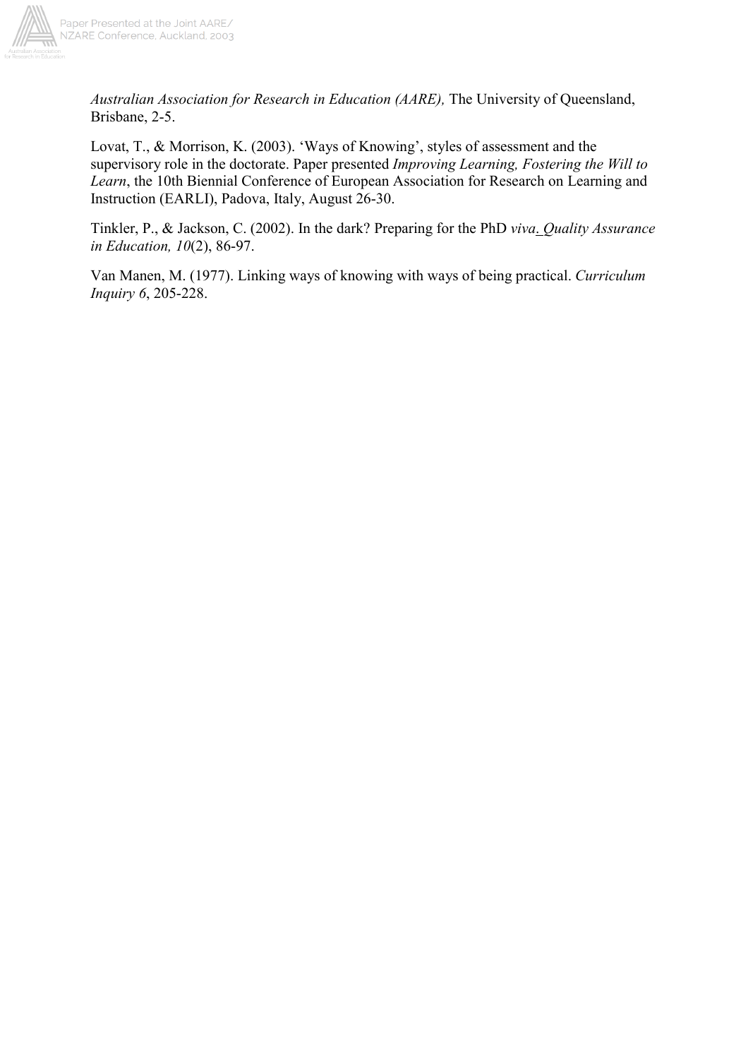*Australian Association for Research in Education (AARE),* The University of Queensland, Brisbane, 2-5.

Lovat, T., & Morrison, K. (2003). 'Ways of Knowing', styles of assessment and the supervisory role in the doctorate. Paper presented *Improving Learning, Fostering the Will to Learn*, the 10th Biennial Conference of European Association for Research on Learning and Instruction (EARLI), Padova, Italy, August 26-30.

Tinkler, P., & Jackson, C. (2002). In the dark? Preparing for the PhD *viva*. *Quality Assurance in Education, 10*(2), 86-97.

Van Manen, M. (1977). Linking ways of knowing with ways of being practical. *Curriculum Inquiry 6*, 205-228.